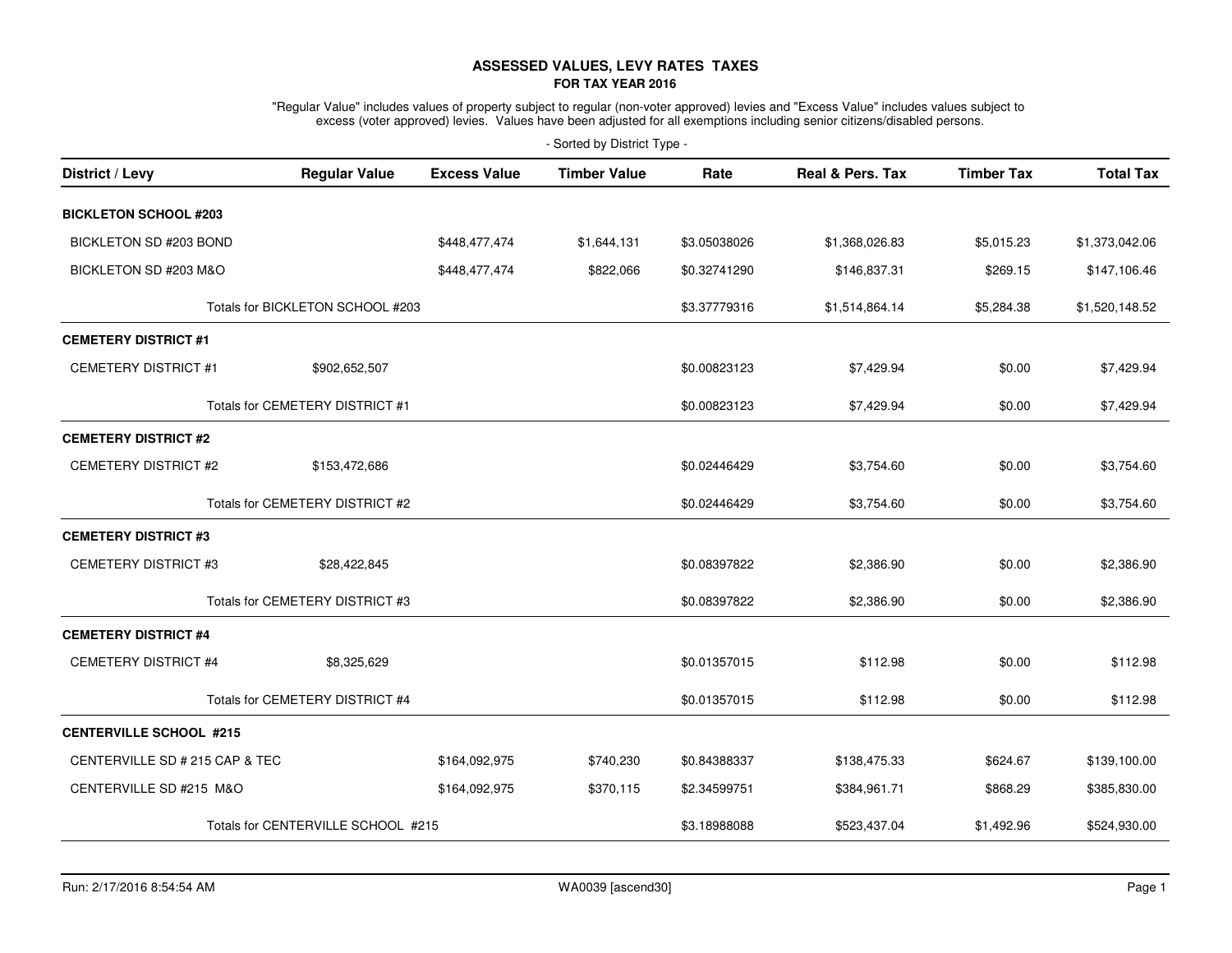# ASSESSED VALUES, LEVY RATES TAXES

## FOR TAX YEAR 2016

"Regular Value" includes values of property subject to regular (non-voter approved) levies and "Excess Value" includes values subject to excess (voter approved) levies. Values have been adjusted for all exemptions including senior citizens/disabled persons.

- Sorted by District Type -

| District / Levy | Regular Value | Excess Value | Timber Value | Rate | Real & Pers. Tax | Timber Tax | Total Tax |
|---|---|---|---|---|---|---|---|
| **BICKLETON SCHOOL #203** | | | | | | | |
| BICKLETON SD #203 BOND | | $448,477,474 | $1,644,131 | $3.05038026 | $1,368,026.83 | $5,015.23 | $1,373,042.06 |
| BICKLETON SD #203 M&O | | $448,477,474 | $822,066 | $0.32741290 | $146,837.31 | $269.15 | $147,106.46 |
| Totals for BICKLETON SCHOOL #203 | | | | $3.37779316 | $1,514,864.14 | $5,284.38 | $1,520,148.52 |
| **CEMETERY DISTRICT #1** | | | | | | | |
| CEMETERY DISTRICT #1 | $902,652,507 | | | $0.00823123 | $7,429.94 | $0.00 | $7,429.94 |
| Totals for CEMETERY DISTRICT #1 | | | | $0.00823123 | $7,429.94 | $0.00 | $7,429.94 |
| **CEMETERY DISTRICT #2** | | | | | | | |
| CEMETERY DISTRICT #2 | $153,472,686 | | | $0.02446429 | $3,754.60 | $0.00 | $3,754.60 |
| Totals for CEMETERY DISTRICT #2 | | | | $0.02446429 | $3,754.60 | $0.00 | $3,754.60 |
| **CEMETERY DISTRICT #3** | | | | | | | |
| CEMETERY DISTRICT #3 | $28,422,845 | | | $0.08397822 | $2,386.90 | $0.00 | $2,386.90 |
| Totals for CEMETERY DISTRICT #3 | | | | $0.08397822 | $2,386.90 | $0.00 | $2,386.90 |
| **CEMETERY DISTRICT #4** | | | | | | | |
| CEMETERY DISTRICT #4 | $8,325,629 | | | $0.01357015 | $112.98 | $0.00 | $112.98 |
| Totals for CEMETERY DISTRICT #4 | | | | $0.01357015 | $112.98 | $0.00 | $112.98 |
| **CENTERVILLE SCHOOL #215** | | | | | | | |
| CENTERVILLE SD # 215 CAP & TEC | | $164,092,975 | $740,230 | $0.84388337 | $138,475.33 | $624.67 | $139,100.00 |
| CENTERVILLE SD #215 M&O | | $164,092,975 | $370,115 | $2.34599751 | $384,961.71 | $868.29 | $385,830.00 |
| Totals for CENTERVILLE SCHOOL #215 | | | | $3.18988088 | $523,437.04 | $1,492.96 | $524,930.00 |

Run: 2/17/2016 8:54:54 AM WA0039 [ascend30]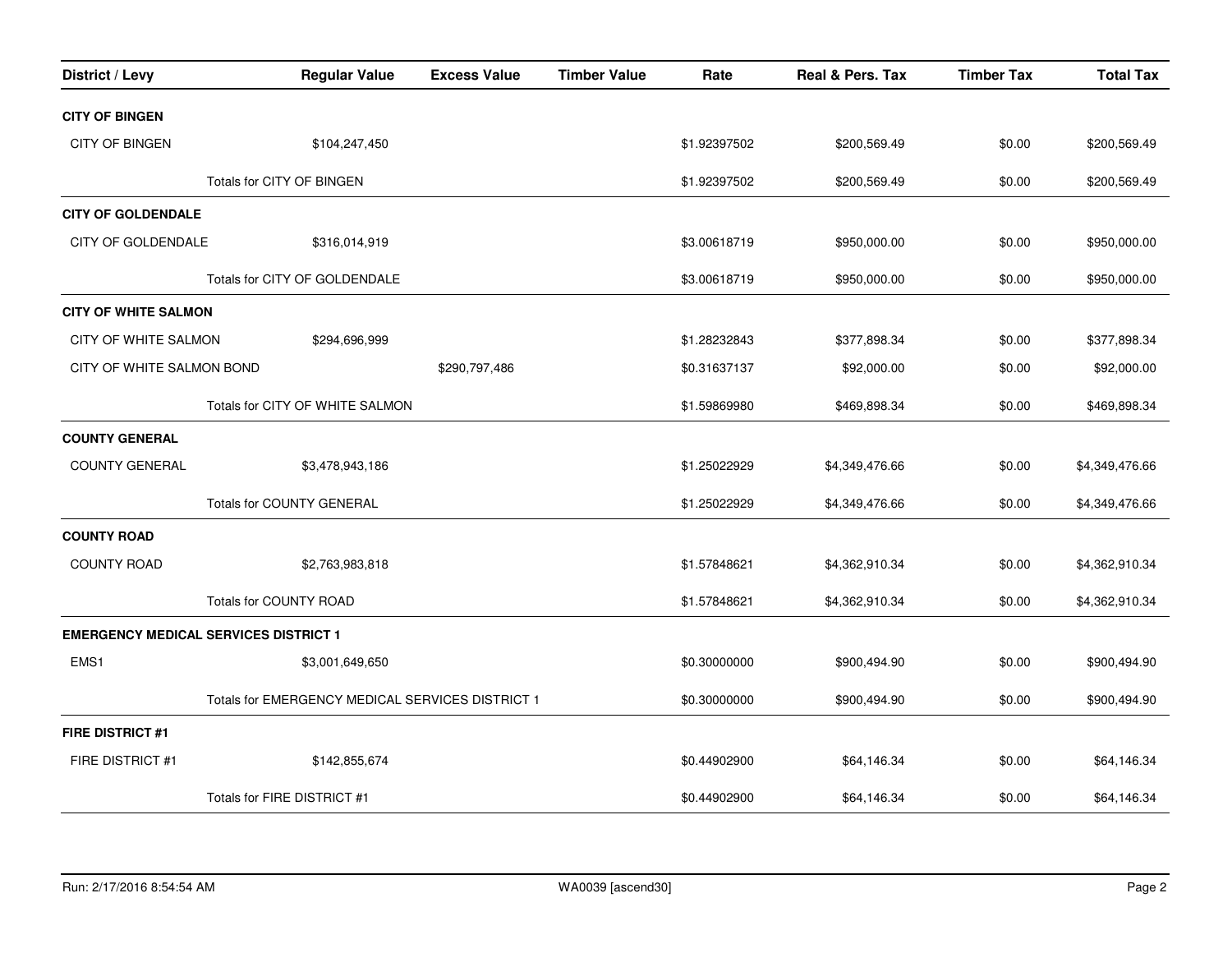| District / Levy | Regular Value | Excess Value | Timber Value | Rate | Real & Pers. Tax | Timber Tax | Total Tax |
|---|---|---|---|---|---|---|---|
| **CITY OF BINGEN** | | | | | | | |
| CITY OF BINGEN | $104,247,450 | | | $1.92397502 | $200,569.49 | $0.00 | $200,569.49 |
| | Totals for CITY OF BINGEN | | | $1.92397502 | $200,569.49 | $0.00 | $200,569.49 |
| **CITY OF GOLDENDALE** | | | | | | | |
| CITY OF GOLDENDALE | $316,014,919 | | | $3.00618719 | $950,000.00 | $0.00 | $950,000.00 |
| | Totals for CITY OF GOLDENDALE | | | $3.00618719 | $950,000.00 | $0.00 | $950,000.00 |
| **CITY OF WHITE SALMON** | | | | | | | |
| CITY OF WHITE SALMON | $294,696,999 | | | $1.28232843 | $377,898.34 | $0.00 | $377,898.34 |
| CITY OF WHITE SALMON BOND | | $290,797,486 | | $0.31637137 | $92,000.00 | $0.00 | $92,000.00 |
| | Totals for CITY OF WHITE SALMON | | | $1.59869980 | $469,898.34 | $0.00 | $469,898.34 |
| **COUNTY GENERAL** | | | | | | | |
| COUNTY GENERAL | $3,478,943,186 | | | $1.25022929 | $4,349,476.66 | $0.00 | $4,349,476.66 |
| | Totals for COUNTY GENERAL | | | $1.25022929 | $4,349,476.66 | $0.00 | $4,349,476.66 |
| **COUNTY ROAD** | | | | | | | |
| COUNTY ROAD | $2,763,983,818 | | | $1.57848621 | $4,362,910.34 | $0.00 | $4,362,910.34 |
| | Totals for COUNTY ROAD | | | $1.57848621 | $4,362,910.34 | $0.00 | $4,362,910.34 |
| **EMERGENCY MEDICAL SERVICES DISTRICT 1** | | | | | | | |
| EMS1 | $3,001,649,650 | | | $0.30000000 | $900,494.90 | $0.00 | $900,494.90 |
| | Totals for EMERGENCY MEDICAL SERVICES DISTRICT 1 | | | $0.30000000 | $900,494.90 | $0.00 | $900,494.90 |
| **FIRE DISTRICT #1** | | | | | | | |
| FIRE DISTRICT #1 | $142,855,674 | | | $0.44902900 | $64,146.34 | $0.00 | $64,146.34 |
| | Totals for FIRE DISTRICT #1 | | | $0.44902900 | $64,146.34 | $0.00 | $64,146.34 |

Run: 2/17/2016 8:54:54 AM WA0039 [ascend30]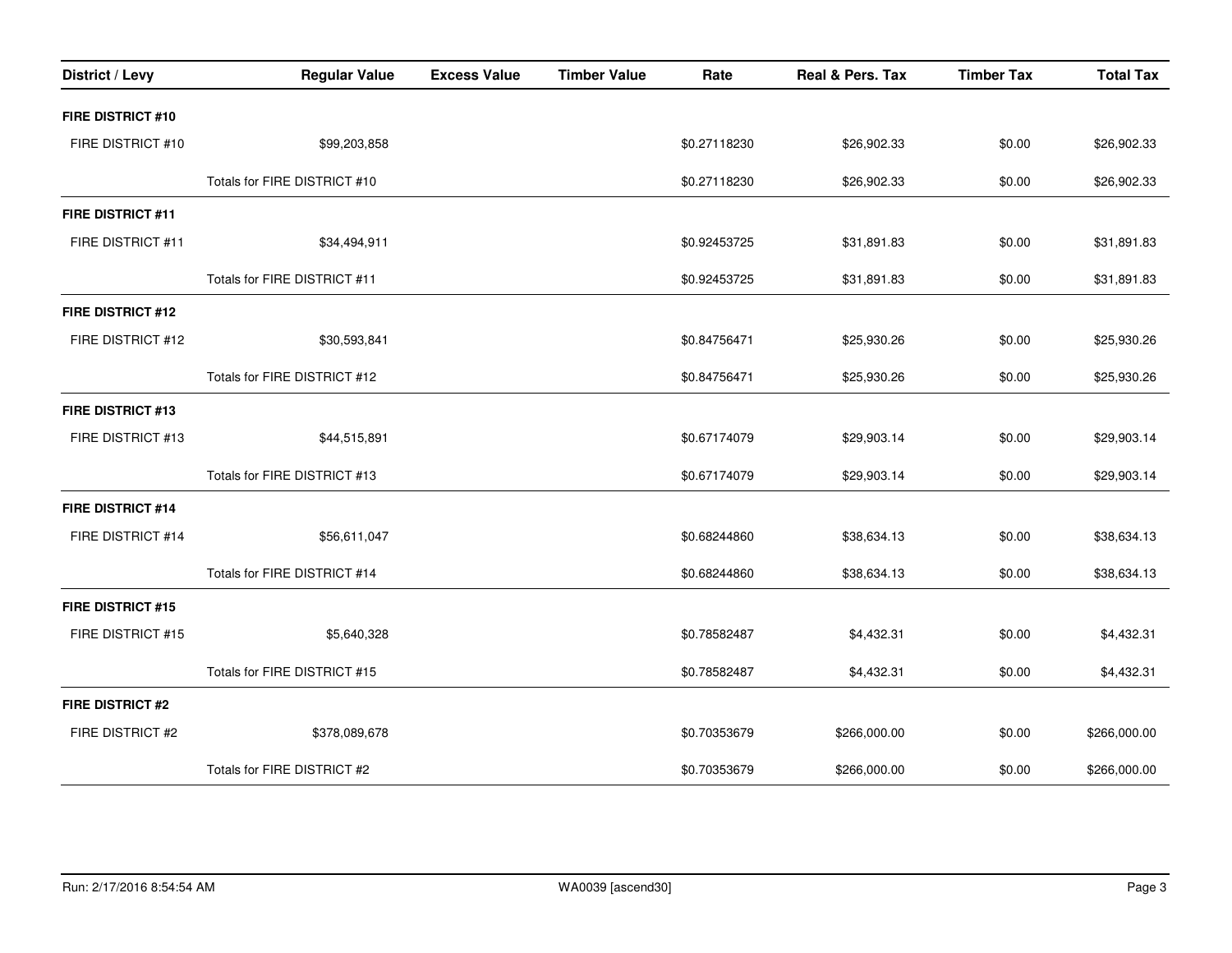| District / Levy | Regular Value | Excess Value | Timber Value | Rate | Real & Pers. Tax | Timber Tax | Total Tax |
|---|---|---|---|---|---|---|---|
| **FIRE DISTRICT #10** | | | | | | | |
| FIRE DISTRICT #10 | $99,203,858 | | | $0.27118230 | $26,902.33 | $0.00 | $26,902.33 |
| | Totals for FIRE DISTRICT #10 | | | $0.27118230 | $26,902.33 | $0.00 | $26,902.33 |
| **FIRE DISTRICT #11** | | | | | | | |
| FIRE DISTRICT #11 | $34,494,911 | | | $0.92453725 | $31,891.83 | $0.00 | $31,891.83 |
| | Totals for FIRE DISTRICT #11 | | | $0.92453725 | $31,891.83 | $0.00 | $31,891.83 |
| **FIRE DISTRICT #12** | | | | | | | |
| FIRE DISTRICT #12 | $30,593,841 | | | $0.84756471 | $25,930.26 | $0.00 | $25,930.26 |
| | Totals for FIRE DISTRICT #12 | | | $0.84756471 | $25,930.26 | $0.00 | $25,930.26 |
| **FIRE DISTRICT #13** | | | | | | | |
| FIRE DISTRICT #13 | $44,515,891 | | | $0.67174079 | $29,903.14 | $0.00 | $29,903.14 |
| | Totals for FIRE DISTRICT #13 | | | $0.67174079 | $29,903.14 | $0.00 | $29,903.14 |
| **FIRE DISTRICT #14** | | | | | | | |
| FIRE DISTRICT #14 | $56,611,047 | | | $0.68244860 | $38,634.13 | $0.00 | $38,634.13 |
| | Totals for FIRE DISTRICT #14 | | | $0.68244860 | $38,634.13 | $0.00 | $38,634.13 |
| **FIRE DISTRICT #15** | | | | | | | |
| FIRE DISTRICT #15 | $5,640,328 | | | $0.78582487 | $4,432.31 | $0.00 | $4,432.31 |
| | Totals for FIRE DISTRICT #15 | | | $0.78582487 | $4,432.31 | $0.00 | $4,432.31 |
| **FIRE DISTRICT #2** | | | | | | | |
| FIRE DISTRICT #2 | $378,089,678 | | | $0.70353679 | $266,000.00 | $0.00 | $266,000.00 |
| | Totals for FIRE DISTRICT #2 | | | $0.70353679 | $266,000.00 | $0.00 | $266,000.00 |

Run: 2/17/2016 8:54:54 AM WA0039 [ascend30]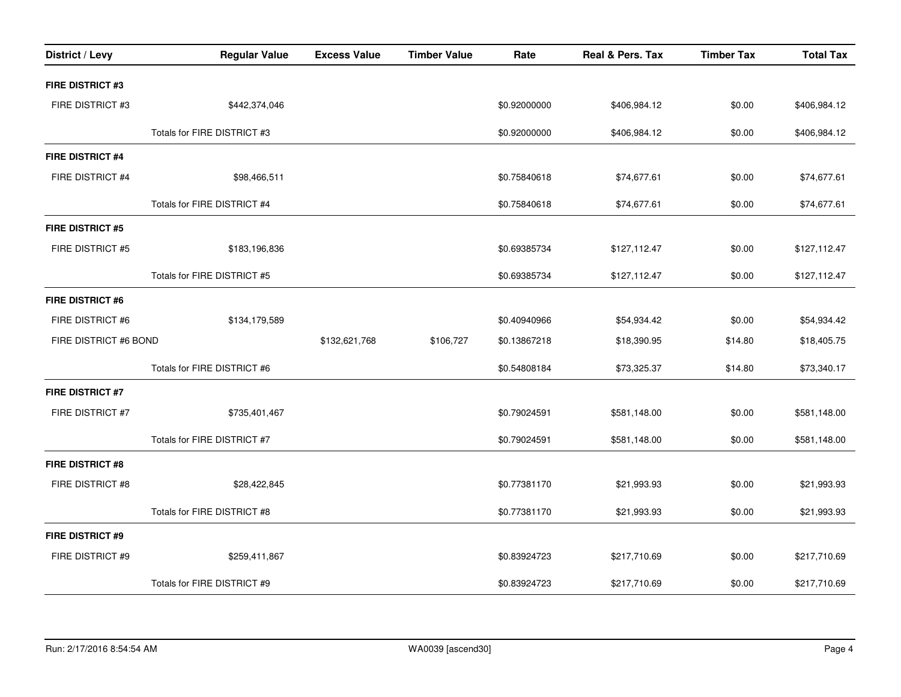| District / Levy | Regular Value | Excess Value | Timber Value | Rate | Real & Pers. Tax | Timber Tax | Total Tax |
|---|---|---|---|---|---|---|---|
| **FIRE DISTRICT #3** | | | | | | | |
| FIRE DISTRICT #3 | $442,374,046 | | | $0.92000000 | $406,984.12 | $0.00 | $406,984.12 |
| | Totals for FIRE DISTRICT #3 | | | $0.92000000 | $406,984.12 | $0.00 | $406,984.12 |
| **FIRE DISTRICT #4** | | | | | | | |
| FIRE DISTRICT #4 | $98,466,511 | | | $0.75840618 | $74,677.61 | $0.00 | $74,677.61 |
| | Totals for FIRE DISTRICT #4 | | | $0.75840618 | $74,677.61 | $0.00 | $74,677.61 |
| **FIRE DISTRICT #5** | | | | | | | |
| FIRE DISTRICT #5 | $183,196,836 | | | $0.69385734 | $127,112.47 | $0.00 | $127,112.47 |
| | Totals for FIRE DISTRICT #5 | | | $0.69385734 | $127,112.47 | $0.00 | $127,112.47 |
| **FIRE DISTRICT #6** | | | | | | | |
| FIRE DISTRICT #6 | $134,179,589 | | | $0.40940966 | $54,934.42 | $0.00 | $54,934.42 |
| FIRE DISTRICT #6 BOND | | $132,621,768 | $106,727 | $0.13867218 | $18,390.95 | $14.80 | $18,405.75 |
| | Totals for FIRE DISTRICT #6 | | | $0.54808184 | $73,325.37 | $14.80 | $73,340.17 |
| **FIRE DISTRICT #7** | | | | | | | |
| FIRE DISTRICT #7 | $735,401,467 | | | $0.79024591 | $581,148.00 | $0.00 | $581,148.00 |
| | Totals for FIRE DISTRICT #7 | | | $0.79024591 | $581,148.00 | $0.00 | $581,148.00 |
| **FIRE DISTRICT #8** | | | | | | | |
| FIRE DISTRICT #8 | $28,422,845 | | | $0.77381170 | $21,993.93 | $0.00 | $21,993.93 |
| | Totals for FIRE DISTRICT #8 | | | $0.77381170 | $21,993.93 | $0.00 | $21,993.93 |
| **FIRE DISTRICT #9** | | | | | | | |
| FIRE DISTRICT #9 | $259,411,867 | | | $0.83924723 | $217,710.69 | $0.00 | $217,710.69 |
| | Totals for FIRE DISTRICT #9 | | | $0.83924723 | $217,710.69 | $0.00 | $217,710.69 |

Run: 2/17/2016 8:54:54 AM WA0039 [ascend30]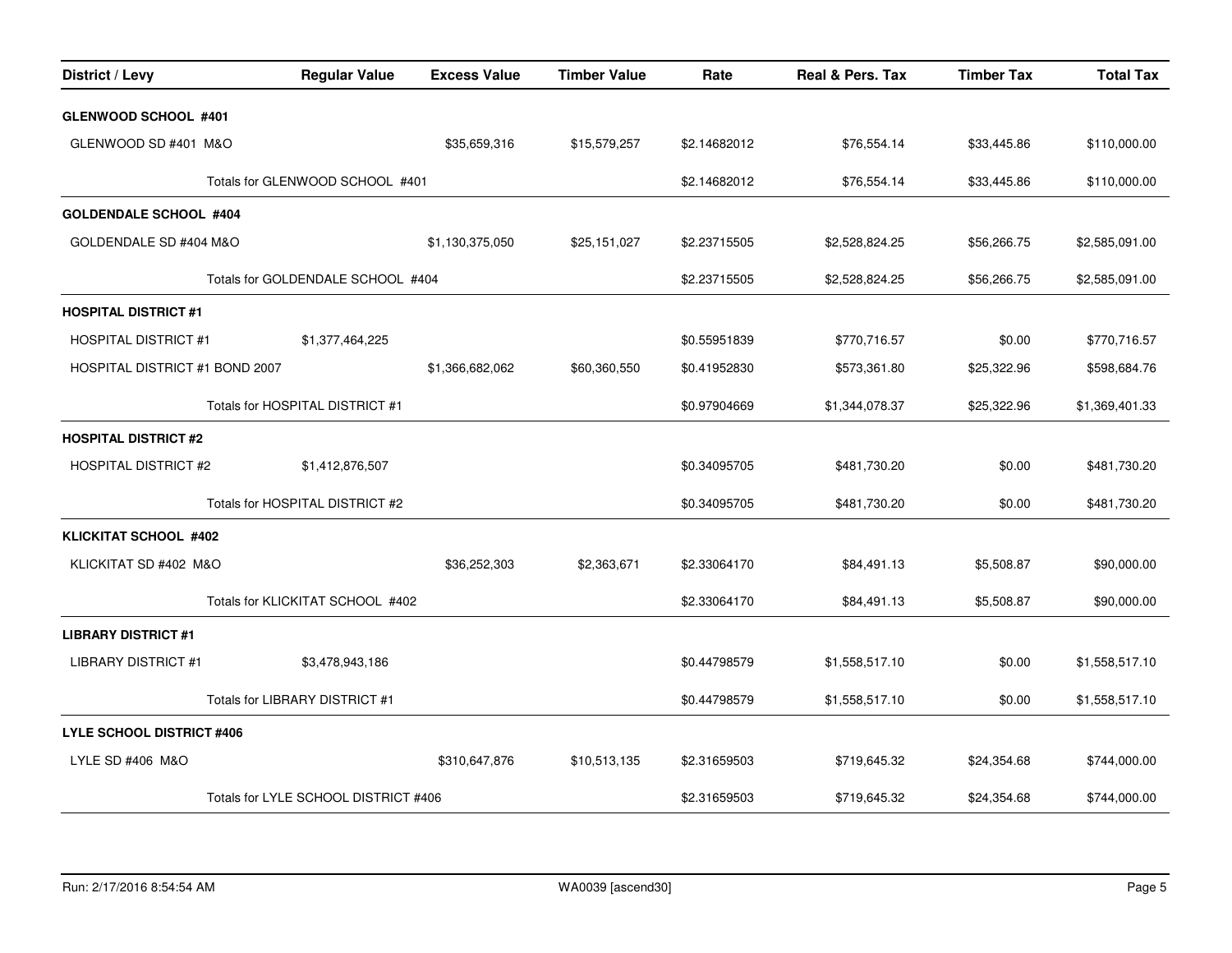| District / Levy | Regular Value | Excess Value | Timber Value | Rate | Real & Pers. Tax | Timber Tax | Total Tax |
|---|---|---|---|---|---|---|---|
| **GLENWOOD SCHOOL #401** | | | | | | | |
| GLENWOOD SD #401 M&O | | $35,659,316 | $15,579,257 | $2.14682012 | $76,554.14 | $33,445.86 | $110,000.00 |
| | Totals for GLENWOOD SCHOOL #401 | | | $2.14682012 | $76,554.14 | $33,445.86 | $110,000.00 |
| **GOLDENDALE SCHOOL #404** | | | | | | | |
| GOLDENDALE SD #404 M&O | | $1,130,375,050 | $25,151,027 | $2.23715505 | $2,528,824.25 | $56,266.75 | $2,585,091.00 |
| | Totals for GOLDENDALE SCHOOL #404 | | | $2.23715505 | $2,528,824.25 | $56,266.75 | $2,585,091.00 |
| **HOSPITAL DISTRICT #1** | | | | | | | |
| HOSPITAL DISTRICT #1 | $1,377,464,225 | | | $0.55951839 | $770,716.57 | $0.00 | $770,716.57 |
| HOSPITAL DISTRICT #1 BOND 2007 | | $1,366,682,062 | $60,360,550 | $0.41952830 | $573,361.80 | $25,322.96 | $598,684.76 |
| | Totals for HOSPITAL DISTRICT #1 | | | $0.97904669 | $1,344,078.37 | $25,322.96 | $1,369,401.33 |
| **HOSPITAL DISTRICT #2** | | | | | | | |
| HOSPITAL DISTRICT #2 | $1,412,876,507 | | | $0.34095705 | $481,730.20 | $0.00 | $481,730.20 |
| | Totals for HOSPITAL DISTRICT #2 | | | $0.34095705 | $481,730.20 | $0.00 | $481,730.20 |
| **KLICKITAT SCHOOL #402** | | | | | | | |
| KLICKITAT SD #402 M&O | | $36,252,303 | $2,363,671 | $2.33064170 | $84,491.13 | $5,508.87 | $90,000.00 |
| | Totals for KLICKITAT SCHOOL #402 | | | $2.33064170 | $84,491.13 | $5,508.87 | $90,000.00 |
| **LIBRARY DISTRICT #1** | | | | | | | |
| LIBRARY DISTRICT #1 | $3,478,943,186 | | | $0.44798579 | $1,558,517.10 | $0.00 | $1,558,517.10 |
| | Totals for LIBRARY DISTRICT #1 | | | $0.44798579 | $1,558,517.10 | $0.00 | $1,558,517.10 |
| **LYLE SCHOOL DISTRICT #406** | | | | | | | |
| LYLE SD #406 M&O | | $310,647,876 | $10,513,135 | $2.31659503 | $719,645.32 | $24,354.68 | $744,000.00 |
| | Totals for LYLE SCHOOL DISTRICT #406 | | | $2.31659503 | $719,645.32 | $24,354.68 | $744,000.00 |

Run: 2/17/2016 8:54:54 AM WA0039 [ascend30]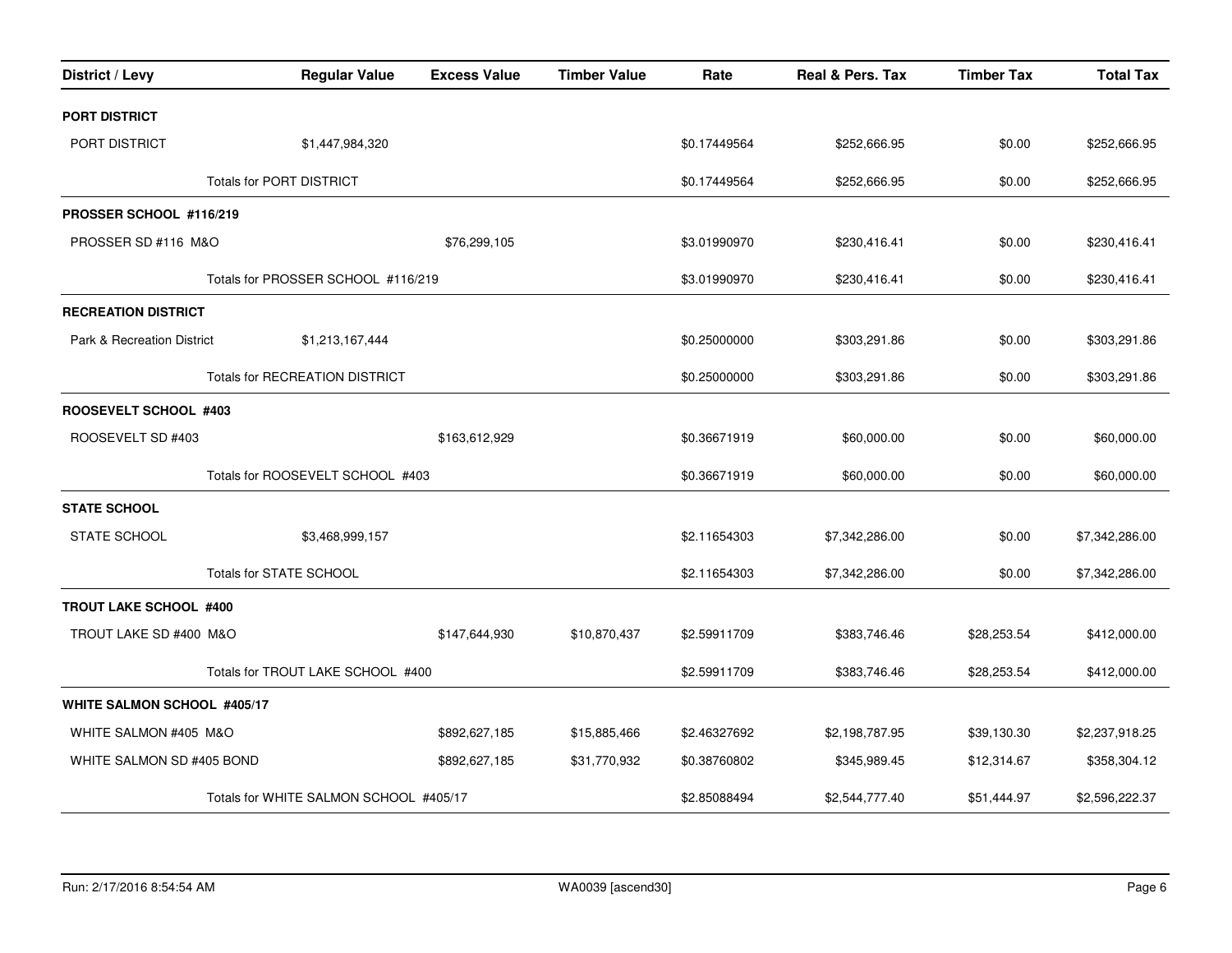| District / Levy | Regular Value | Excess Value | Timber Value | Rate | Real & Pers. Tax | Timber Tax | Total Tax |
|---|---|---|---|---|---|---|---|
| **PORT DISTRICT** | | | | | | | |
| PORT DISTRICT | $1,447,984,320 | | | $0.17449564 | $252,666.95 | $0.00 | $252,666.95 |
| | Totals for PORT DISTRICT | | | $0.17449564 | $252,666.95 | $0.00 | $252,666.95 |
| **PROSSER SCHOOL #116/219** | | | | | | | |
| PROSSER SD #116 M&O | | $76,299,105 | | $3.01990970 | $230,416.41 | $0.00 | $230,416.41 |
| | Totals for PROSSER SCHOOL #116/219 | | | $3.01990970 | $230,416.41 | $0.00 | $230,416.41 |
| **RECREATION DISTRICT** | | | | | | | |
| Park & Recreation District | $1,213,167,444 | | | $0.25000000 | $303,291.86 | $0.00 | $303,291.86 |
| | Totals for RECREATION DISTRICT | | | $0.25000000 | $303,291.86 | $0.00 | $303,291.86 |
| **ROOSEVELT SCHOOL #403** | | | | | | | |
| ROOSEVELT SD #403 | | $163,612,929 | | $0.36671919 | $60,000.00 | $0.00 | $60,000.00 |
| | Totals for ROOSEVELT SCHOOL #403 | | | $0.36671919 | $60,000.00 | $0.00 | $60,000.00 |
| **STATE SCHOOL** | | | | | | | |
| STATE SCHOOL | $3,468,999,157 | | | $2.11654303 | $7,342,286.00 | $0.00 | $7,342,286.00 |
| | Totals for STATE SCHOOL | | | $2.11654303 | $7,342,286.00 | $0.00 | $7,342,286.00 |
| **TROUT LAKE SCHOOL #400** | | | | | | | |
| TROUT LAKE SD #400 M&O | | $147,644,930 | $10,870,437 | $2.59911709 | $383,746.46 | $28,253.54 | $412,000.00 |
| | Totals for TROUT LAKE SCHOOL #400 | | | $2.59911709 | $383,746.46 | $28,253.54 | $412,000.00 |
| **WHITE SALMON SCHOOL #405/17** | | | | | | | |
| WHITE SALMON #405 M&O | | $892,627,185 | $15,885,466 | $2.46327692 | $2,198,787.95 | $39,130.30 | $2,237,918.25 |
| WHITE SALMON SD #405 BOND | | $892,627,185 | $31,770,932 | $0.38760802 | $345,989.45 | $12,314.67 | $358,304.12 |
| | Totals for WHITE SALMON SCHOOL #405/17 | | | $2.85088494 | $2,544,777.40 | $51,444.97 | $2,596,222.37 |

Run: 2/17/2016 8:54:54 AM WA0039 [ascend30]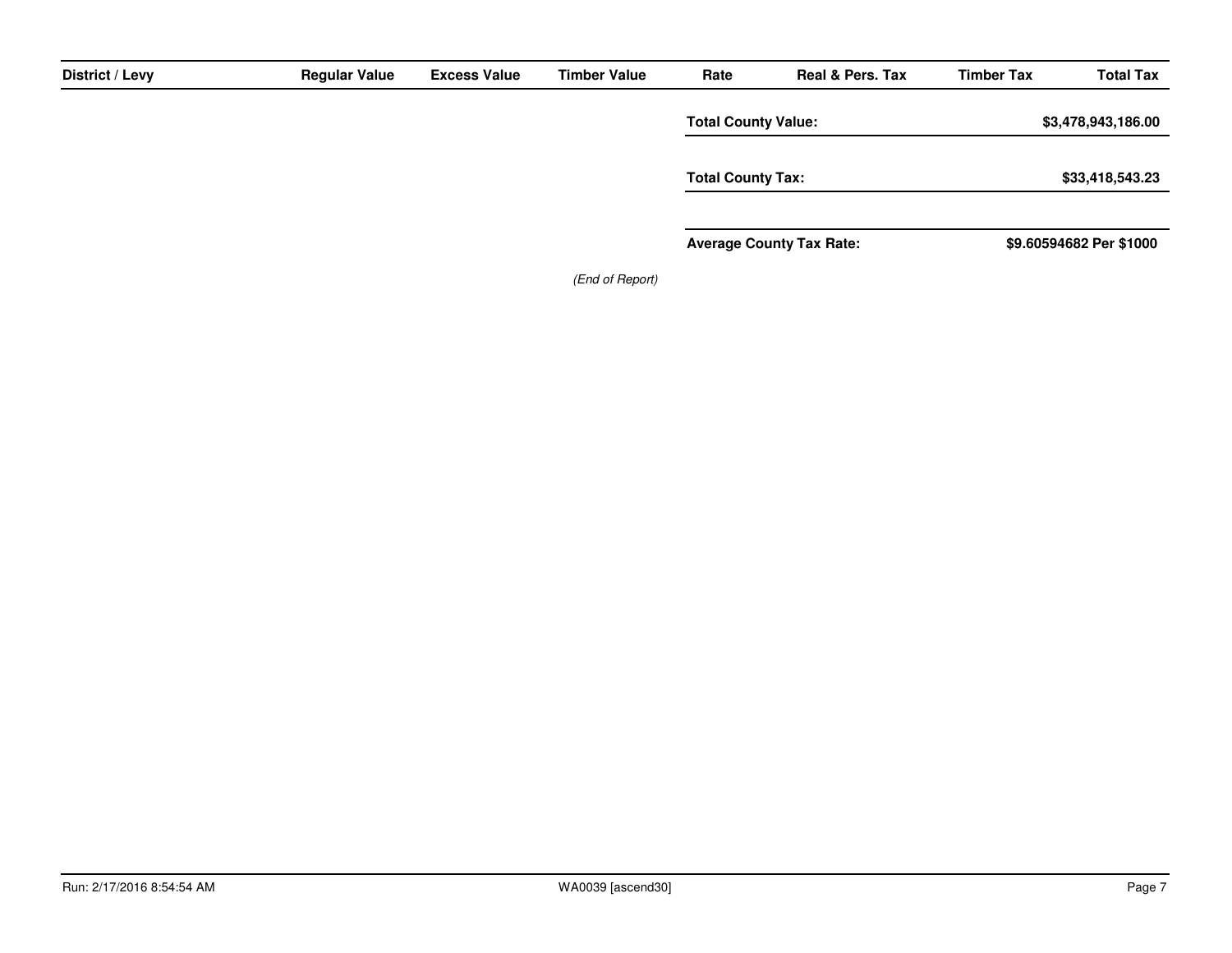| District / Levy | Regular Value | Excess Value | Timber Value | Rate | Real & Pers. Tax | Timber Tax | Total Tax |
|---|---|---|---|---|---|---|---|

**Total County Value:** **$3,478,943,186.00**

**Total County Tax:** **$33,418,543.23**

**Average County Tax Rate:** **$9.60594682 Per $1000**

*(End of Report)*